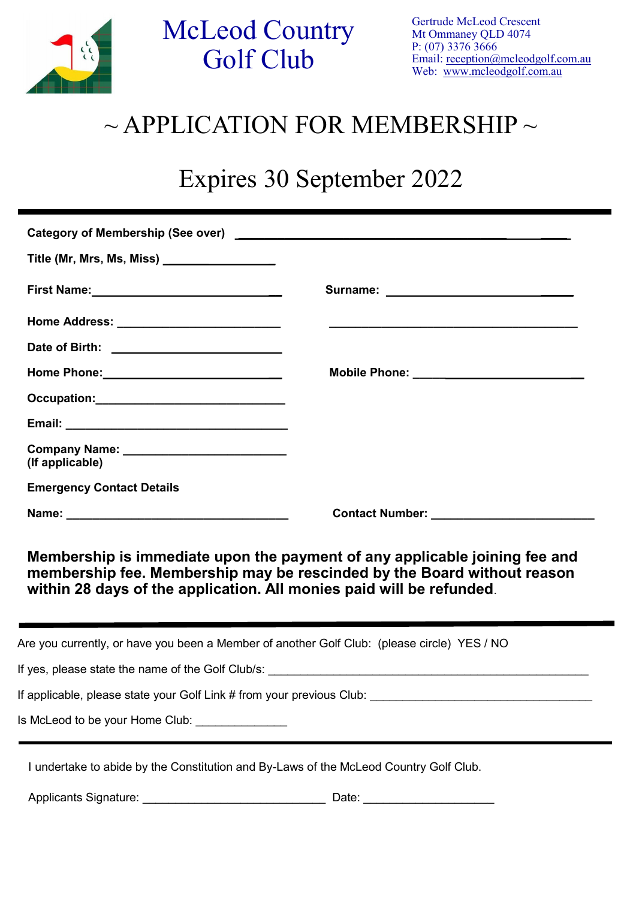# McLeod Country Golf Club

Gertrude McLeod Crescent
Mt Ommaney QLD 4074
P: (07) 3376 3666
Email: reception@mcleodgolf.com.au
Web: www.mcleodgolf.com.au

## ~ APPLICATION FOR MEMBERSHIP ~

## Expires 30 September 2022

---

**Category of Membership (See over)** ____________________________________________

**Title (Mr, Mrs, Ms, Miss)** ________________

**First Name:**____________________________ **Surname:** ______________________

**Home Address:** ______________________ ____________________________________

**Date of Birth:** ________________________

**Home Phone:**__________________________ **Mobile Phone:** ____________________

**Occupation:**__________________________

**Email:** _______________________________

**Company Name:** _______________________
**(If applicable)**

**Emergency Contact Details**

**Name:** ________________________________ **Contact Number:** _____________________

**Membership is immediate upon the payment of any applicable joining fee and membership fee. Membership may be rescinded by the Board without reason within 28 days of the application. All monies paid will be refunded**.

---

Are you currently, or have you been a Member of another Golf Club: (please circle) YES / NO

If yes, please state the name of the Golf Club/s: ______________________________________________

If applicable, please state your Golf Link # from your previous Club: _________________________________

Is McLeod to be your Home Club: _____________

---

I undertake to abide by the Constitution and By-Laws of the McLeod Country Golf Club.

Applicants Signature: ___________________________ Date: ___________________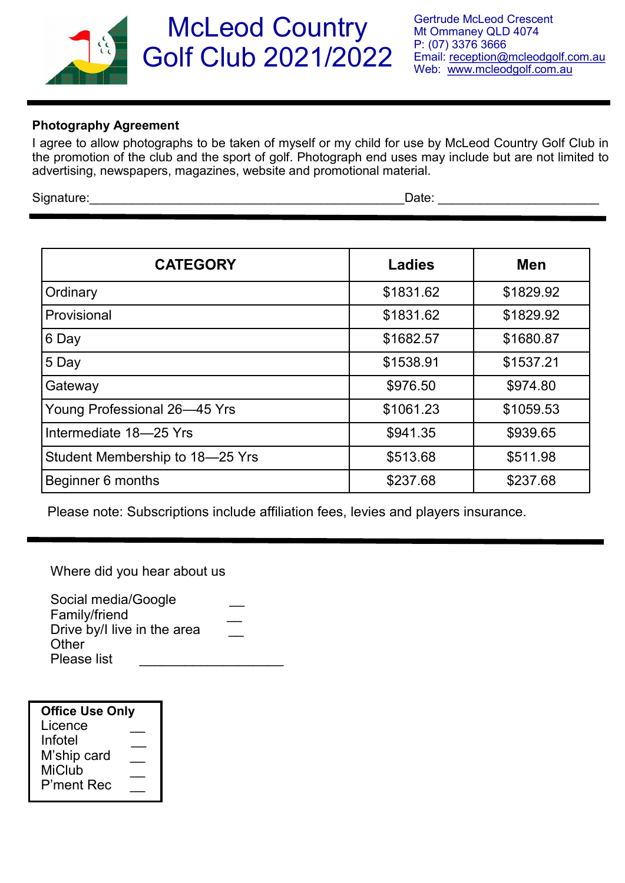# McLeod Country Golf Club 2021/2022

Gertrude McLeod Crescent
Mt Ommaney QLD 4074
P: (07) 3376 3666
Email: reception@mcleodgolf.com.au
Web: www.mcleodgolf.com.au

**Photography Agreement**

I agree to allow photographs to be taken of myself or my child for use by McLeod Country Golf Club in the promotion of the club and the sport of golf. Photograph end uses may include but are not limited to advertising, newspapers, magazines, website and promotional material.

Signature:_____________________________________________Date: _______________________

| CATEGORY | Ladies | Men |
|---|---|---|
| Ordinary | $1831.62 | $1829.92 |
| Provisional | $1831.62 | $1829.92 |
| 6 Day | $1682.57 | $1680.87 |
| 5 Day | $1538.91 | $1537.21 |
| Gateway | $976.50 | $974.80 |
| Young Professional 26—45 Yrs | $1061.23 | $1059.53 |
| Intermediate 18—25 Yrs | $941.35 | $939.65 |
| Student Membership to 18—25 Yrs | $513.68 | $511.98 |
| Beginner 6 months | $237.68 | $237.68 |

Please note: Subscriptions include affiliation fees, levies and players insurance.

Where did you hear about us

Social media/Google __
Family/friend __
Drive by/I live in the area __
Other
Please list ___________________

**Office Use Only**
Licence __
Infotel __
M'ship card __
MiClub __
P'ment Rec __